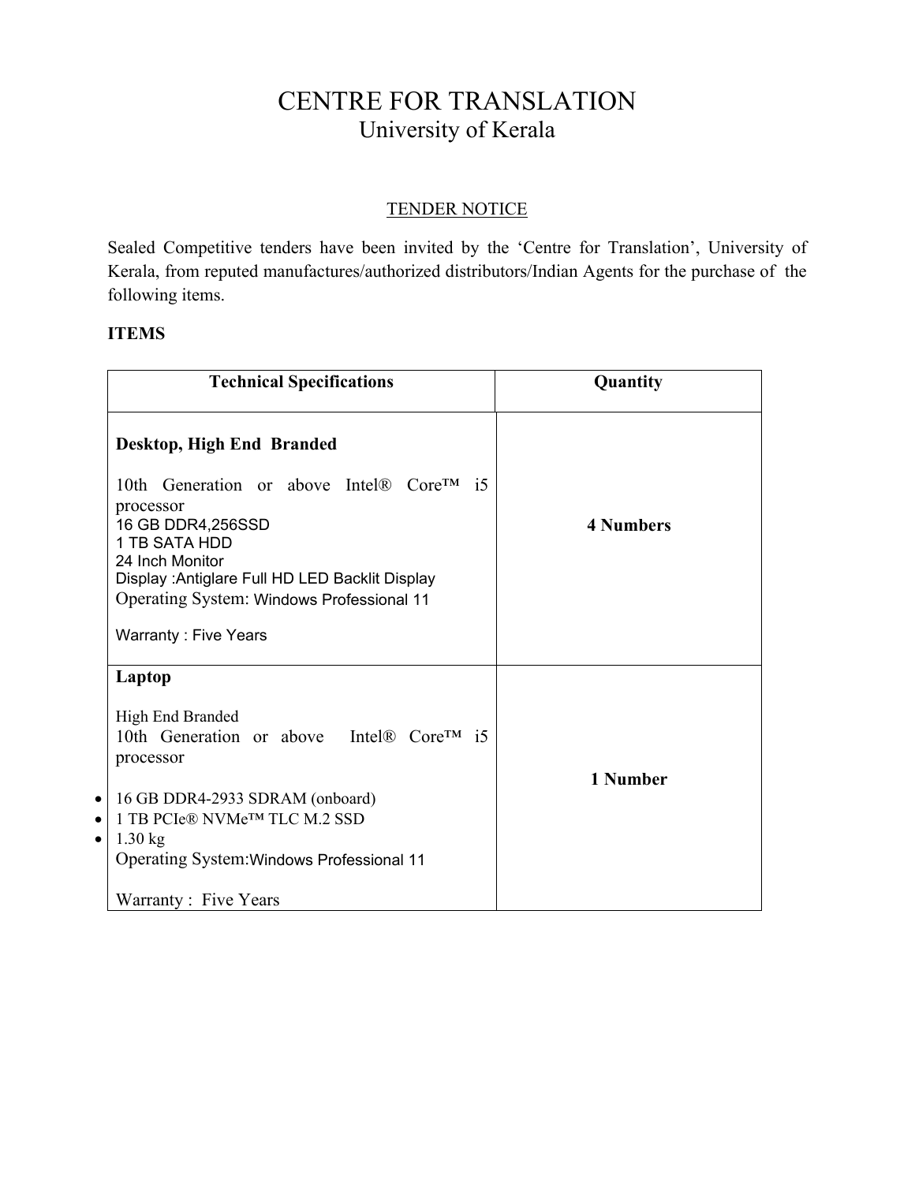# CENTRE FOR TRANSLATION

## University of Kerala

### TENDER NOTICE

Sealed Competitive tenders have been invited by the 'Centre for Translation', University of Kerala, from reputed manufactures/authorized distributors/Indian Agents for the purchase of the following items.

**ITEMS**

| Technical Specifications | Quantity |
|---|---|
| **Desktop, High End Branded**<br><br>10th Generation or above Intel® Core™ i5 processor<br>16 GB DDR4,256SSD<br>1 TB SATA HDD<br>24 Inch Monitor<br>Display :Antiglare Full HD LED Backlit Display<br>Operating System: Windows Professional 11<br><br>Warranty : Five Years | **4 Numbers** |
| **Laptop**<br><br>High End Branded<br>10th Generation or above Intel® Core™ i5 processor<br><br>• 16 GB DDR4-2933 SDRAM (onboard)<br>• 1 TB PCIe® NVMe™ TLC M.2 SSD<br>• 1.30 kg<br>Operating System:Windows Professional 11<br><br>Warranty : Five Years | **1 Number** |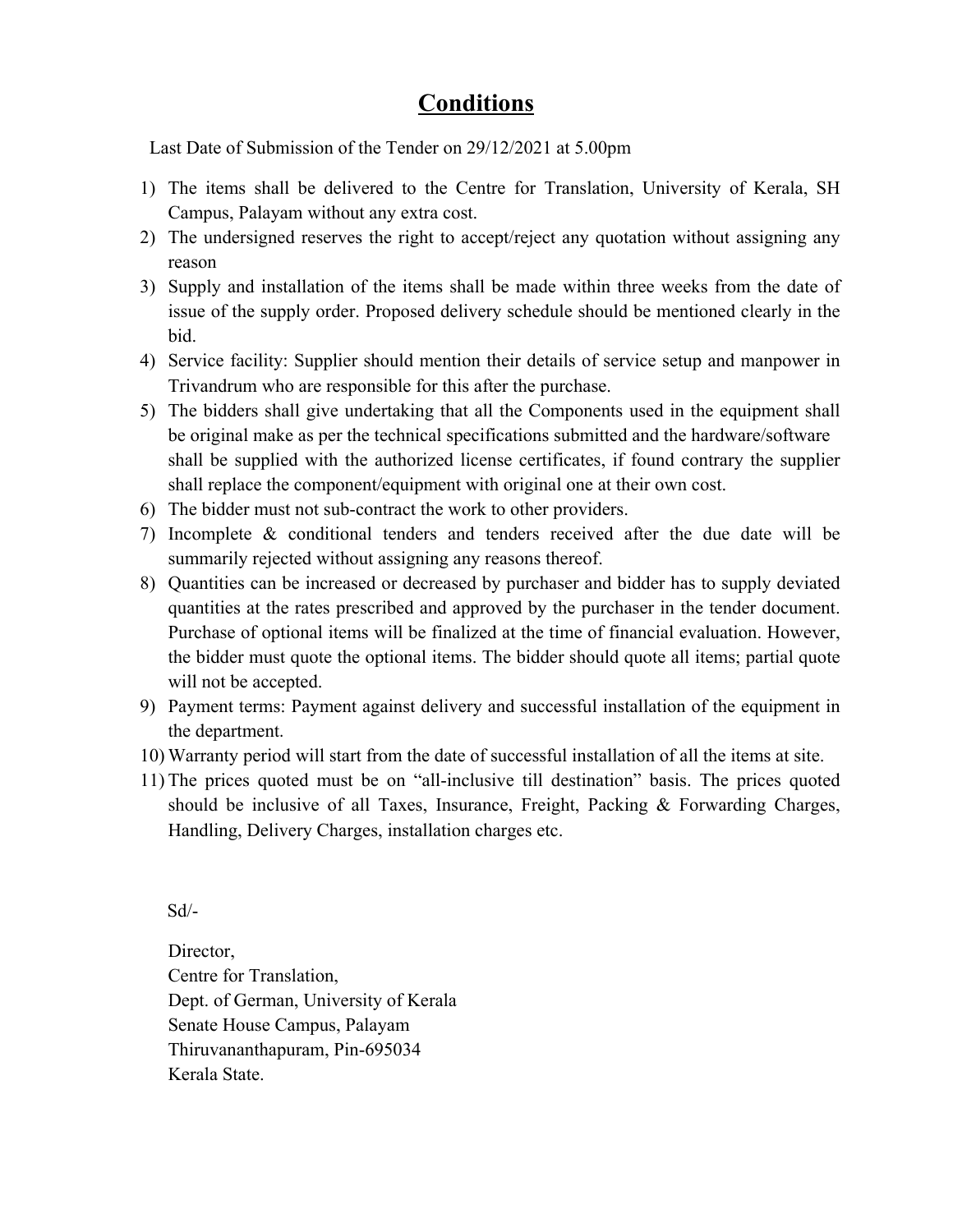# Conditions

Last Date of Submission of the Tender on 29/12/2021 at 5.00pm

1) The items shall be delivered to the Centre for Translation, University of Kerala, SH Campus, Palayam without any extra cost.
2) The undersigned reserves the right to accept/reject any quotation without assigning any reason
3) Supply and installation of the items shall be made within three weeks from the date of issue of the supply order. Proposed delivery schedule should be mentioned clearly in the bid.
4) Service facility: Supplier should mention their details of service setup and manpower in Trivandrum who are responsible for this after the purchase.
5) The bidders shall give undertaking that all the Components used in the equipment shall be original make as per the technical specifications submitted and the hardware/software shall be supplied with the authorized license certificates, if found contrary the supplier shall replace the component/equipment with original one at their own cost.
6) The bidder must not sub-contract the work to other providers.
7) Incomplete & conditional tenders and tenders received after the due date will be summarily rejected without assigning any reasons thereof.
8) Quantities can be increased or decreased by purchaser and bidder has to supply deviated quantities at the rates prescribed and approved by the purchaser in the tender document. Purchase of optional items will be finalized at the time of financial evaluation. However, the bidder must quote the optional items. The bidder should quote all items; partial quote will not be accepted.
9) Payment terms: Payment against delivery and successful installation of the equipment in the department.
10) Warranty period will start from the date of successful installation of all the items at site.
11) The prices quoted must be on "all-inclusive till destination" basis. The prices quoted should be inclusive of all Taxes, Insurance, Freight, Packing & Forwarding Charges, Handling, Delivery Charges, installation charges etc.

Sd/-

Director,
Centre for Translation,
Dept. of German, University of Kerala
Senate House Campus, Palayam
Thiruvananthapuram, Pin-695034
Kerala State.